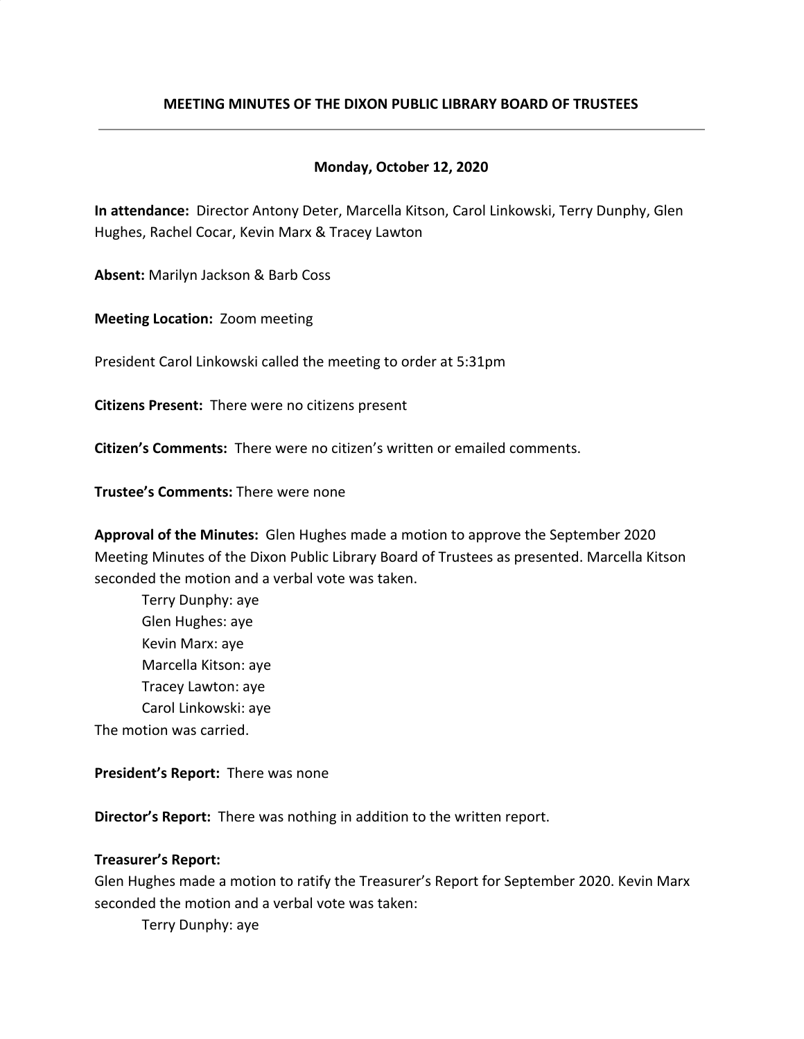# MEETING MINUTES OF THE DIXON PUBLIC LIBRARY BOARD OF TRUSTEES

---

**Monday, October 12, 2020**

**In attendance:** Director Antony Deter, Marcella Kitson, Carol Linkowski, Terry Dunphy, Glen Hughes, Rachel Cocar, Kevin Marx & Tracey Lawton

**Absent:** Marilyn Jackson & Barb Coss

**Meeting Location:** Zoom meeting

President Carol Linkowski called the meeting to order at 5:31pm

**Citizens Present:** There were no citizens present

**Citizen's Comments:** There were no citizen's written or emailed comments.

**Trustee's Comments:** There were none

**Approval of the Minutes:** Glen Hughes made a motion to approve the September 2020 Meeting Minutes of the Dixon Public Library Board of Trustees as presented. Marcella Kitson seconded the motion and a verbal vote was taken.

Terry Dunphy: aye
Glen Hughes: aye
Kevin Marx: aye
Marcella Kitson: aye
Tracey Lawton: aye
Carol Linkowski: aye

The motion was carried.

**President's Report:** There was none

**Director's Report:** There was nothing in addition to the written report.

**Treasurer's Report:**
Glen Hughes made a motion to ratify the Treasurer's Report for September 2020. Kevin Marx seconded the motion and a verbal vote was taken:

Terry Dunphy: aye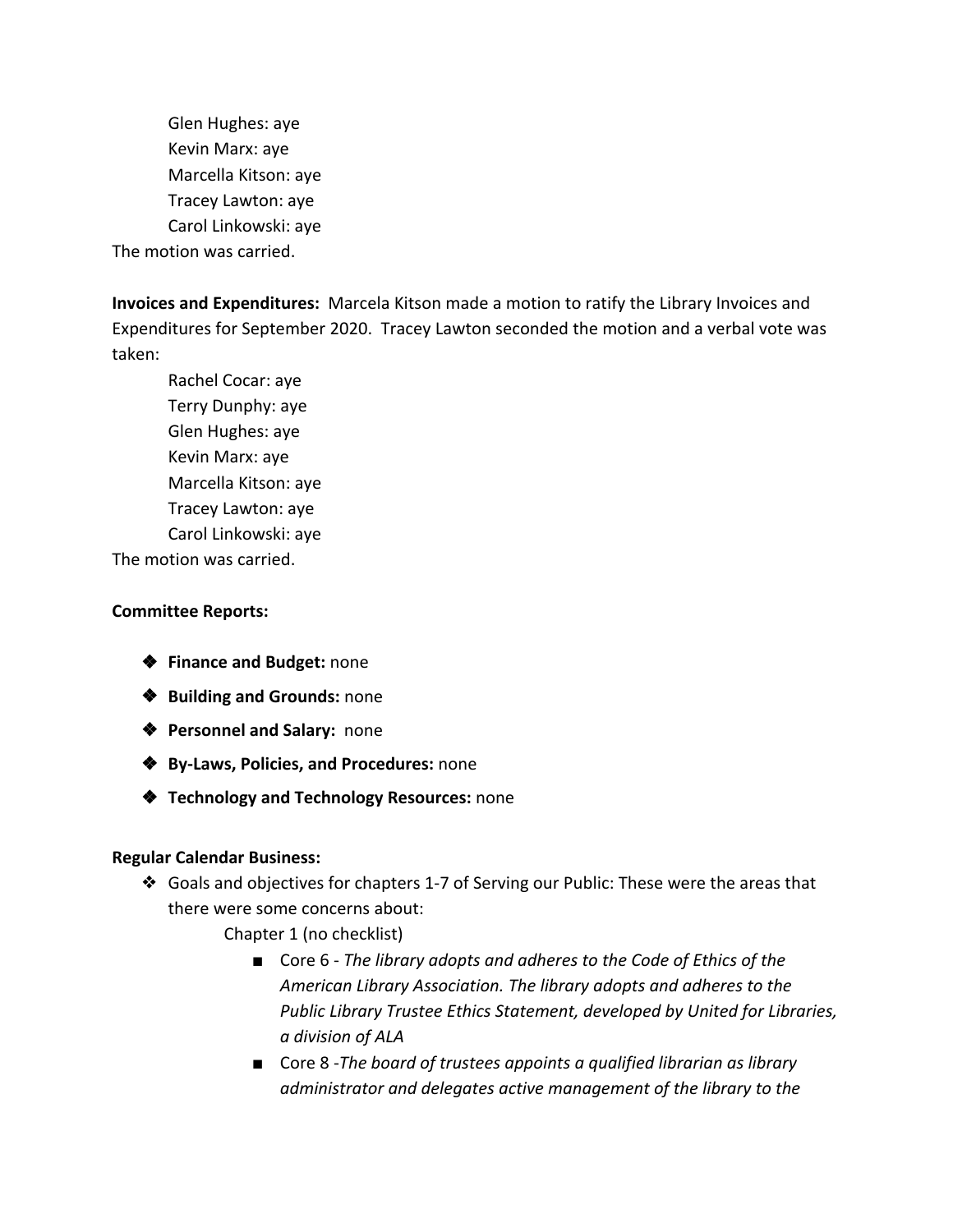Glen Hughes: aye
Kevin Marx: aye
Marcella Kitson: aye
Tracey Lawton: aye
Carol Linkowski: aye

The motion was carried.

**Invoices and Expenditures:** Marcela Kitson made a motion to ratify the Library Invoices and Expenditures for September 2020. Tracey Lawton seconded the motion and a verbal vote was taken:

Rachel Cocar: aye
Terry Dunphy: aye
Glen Hughes: aye
Kevin Marx: aye
Marcella Kitson: aye
Tracey Lawton: aye
Carol Linkowski: aye

The motion was carried.

**Committee Reports:**

- **Finance and Budget:** none
- **Building and Grounds:** none
- **Personnel and Salary:** none
- **By-Laws, Policies, and Procedures:** none
- **Technology and Technology Resources:** none

**Regular Calendar Business:**

- Goals and objectives for chapters 1-7 of Serving our Public: These were the areas that there were some concerns about:

  Chapter 1 (no checklist)

  - Core 6 - *The library adopts and adheres to the Code of Ethics of the American Library Association. The library adopts and adheres to the Public Library Trustee Ethics Statement, developed by United for Libraries, a division of ALA*
  - Core 8 -*The board of trustees appoints a qualified librarian as library administrator and delegates active management of the library to the*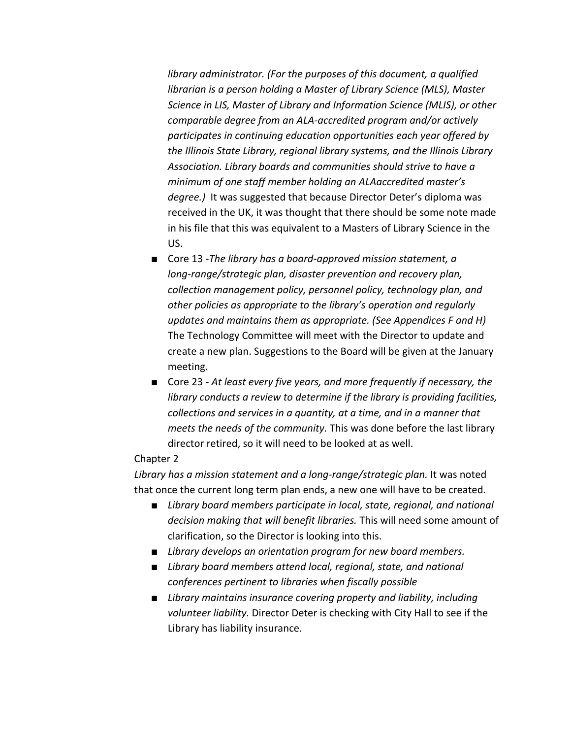*library administrator. (For the purposes of this document, a qualified librarian is a person holding a Master of Library Science (MLS), Master Science in LIS, Master of Library and Information Science (MLIS), or other comparable degree from an ALA-accredited program and/or actively participates in continuing education opportunities each year offered by the Illinois State Library, regional library systems, and the Illinois Library Association. Library boards and communities should strive to have a minimum of one staff member holding an ALAaccredited master's degree.)* It was suggested that because Director Deter's diploma was received in the UK, it was thought that there should be some note made in his file that this was equivalent to a Masters of Library Science in the US.

- Core 13 -*The library has a board-approved mission statement, a long-range/strategic plan, disaster prevention and recovery plan, collection management policy, personnel policy, technology plan, and other policies as appropriate to the library's operation and regularly updates and maintains them as appropriate. (See Appendices F and H)* The Technology Committee will meet with the Director to update and create a new plan. Suggestions to the Board will be given at the January meeting.
- Core 23 - *At least every five years, and more frequently if necessary, the library conducts a review to determine if the library is providing facilities, collections and services in a quantity, at a time, and in a manner that meets the needs of the community.* This was done before the last library director retired, so it will need to be looked at as well.

Chapter 2

*Library has a mission statement and a long-range/strategic plan.* It was noted that once the current long term plan ends, a new one will have to be created.

- *Library board members participate in local, state, regional, and national decision making that will benefit libraries.* This will need some amount of clarification, so the Director is looking into this.
- *Library develops an orientation program for new board members.*
- *Library board members attend local, regional, state, and national conferences pertinent to libraries when fiscally possible*
- *Library maintains insurance covering property and liability, including volunteer liability.* Director Deter is checking with City Hall to see if the Library has liability insurance.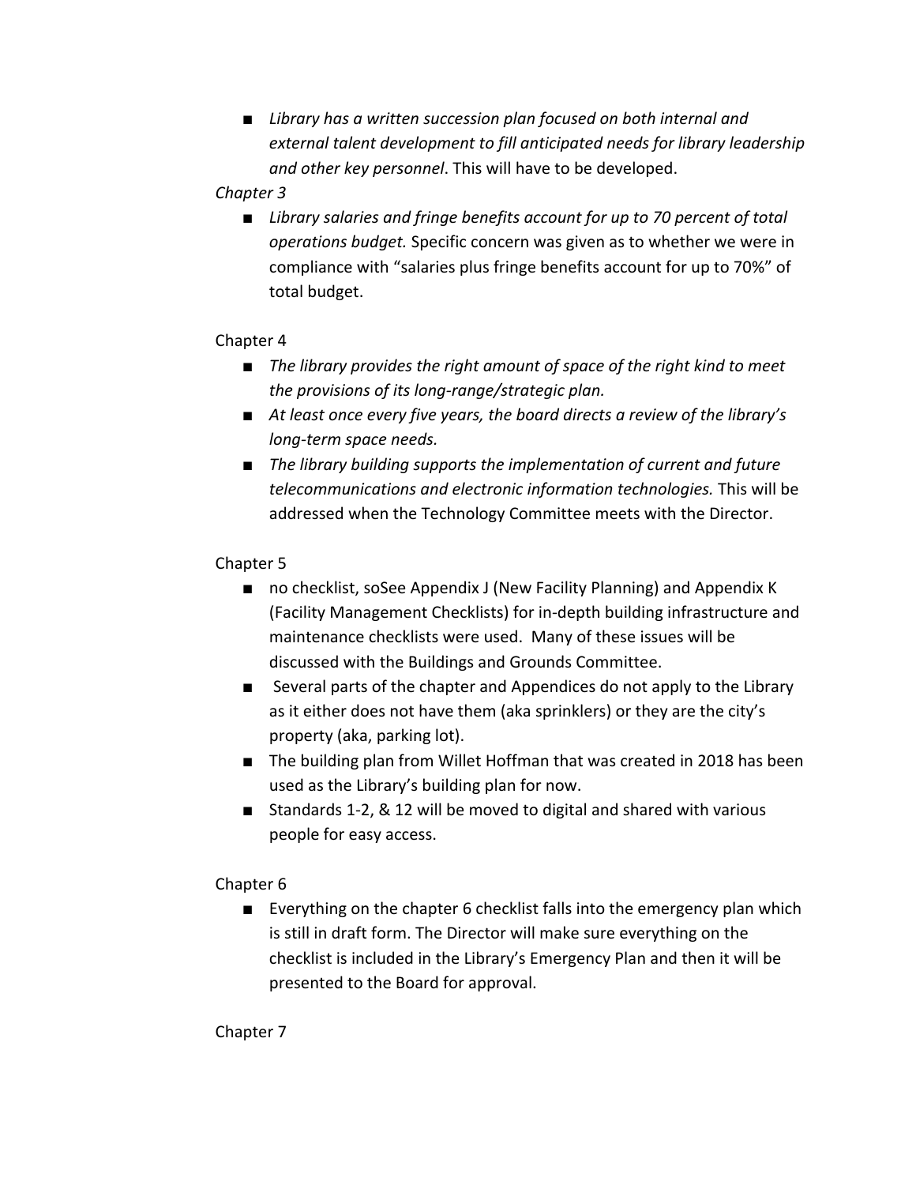- *Library has a written succession plan focused on both internal and external talent development to fill anticipated needs for library leadership and other key personnel*. This will have to be developed.

*Chapter 3*

- *Library salaries and fringe benefits account for up to 70 percent of total operations budget.* Specific concern was given as to whether we were in compliance with "salaries plus fringe benefits account for up to 70%" of total budget.

Chapter 4

- *The library provides the right amount of space of the right kind to meet the provisions of its long-range/strategic plan.*
- *At least once every five years, the board directs a review of the library's long-term space needs.*
- *The library building supports the implementation of current and future telecommunications and electronic information technologies.* This will be addressed when the Technology Committee meets with the Director.

Chapter 5

- no checklist, soSee Appendix J (New Facility Planning) and Appendix K (Facility Management Checklists) for in-depth building infrastructure and maintenance checklists were used. Many of these issues will be discussed with the Buildings and Grounds Committee.
- Several parts of the chapter and Appendices do not apply to the Library as it either does not have them (aka sprinklers) or they are the city's property (aka, parking lot).
- The building plan from Willet Hoffman that was created in 2018 has been used as the Library's building plan for now.
- Standards 1-2, & 12 will be moved to digital and shared with various people for easy access.

Chapter 6

- Everything on the chapter 6 checklist falls into the emergency plan which is still in draft form. The Director will make sure everything on the checklist is included in the Library's Emergency Plan and then it will be presented to the Board for approval.

Chapter 7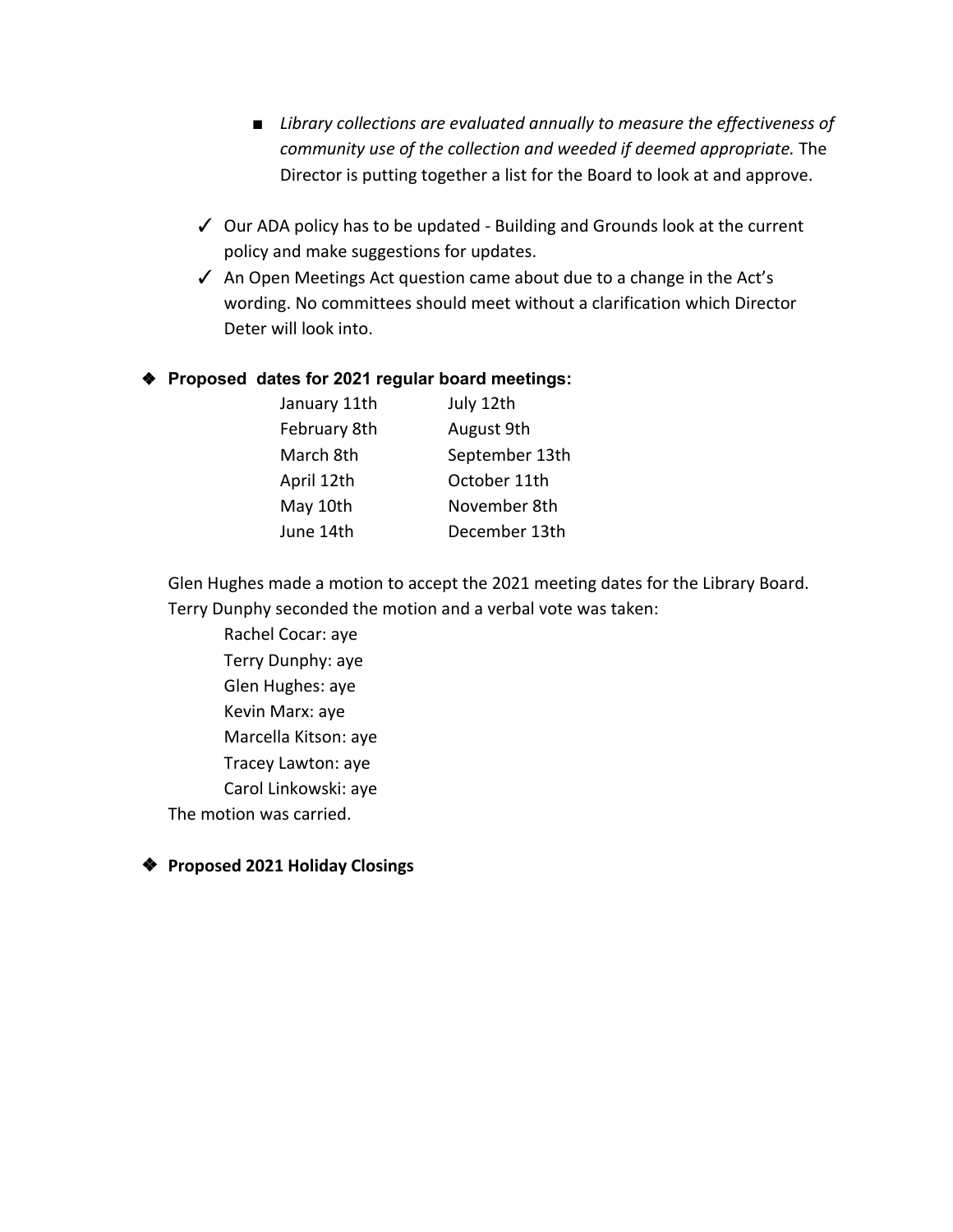- *Library collections are evaluated annually to measure the effectiveness of community use of the collection and weeded if deemed appropriate.* The Director is putting together a list for the Board to look at and approve.

- ✓ Our ADA policy has to be updated - Building and Grounds look at the current policy and make suggestions for updates.
- ✓ An Open Meetings Act question came about due to a change in the Act's wording. No committees should meet without a clarification which Director Deter will look into.

- **Proposed dates for 2021 regular board meetings:**

| | |
|---|---|
| January 11th | July 12th |
| February 8th | August 9th |
| March 8th | September 13th |
| April 12th | October 11th |
| May 10th | November 8th |
| June 14th | December 13th |

Glen Hughes made a motion to accept the 2021 meeting dates for the Library Board. Terry Dunphy seconded the motion and a verbal vote was taken:

Rachel Cocar: aye
Terry Dunphy: aye
Glen Hughes: aye
Kevin Marx: aye
Marcella Kitson: aye
Tracey Lawton: aye
Carol Linkowski: aye

The motion was carried.

- **Proposed 2021 Holiday Closings**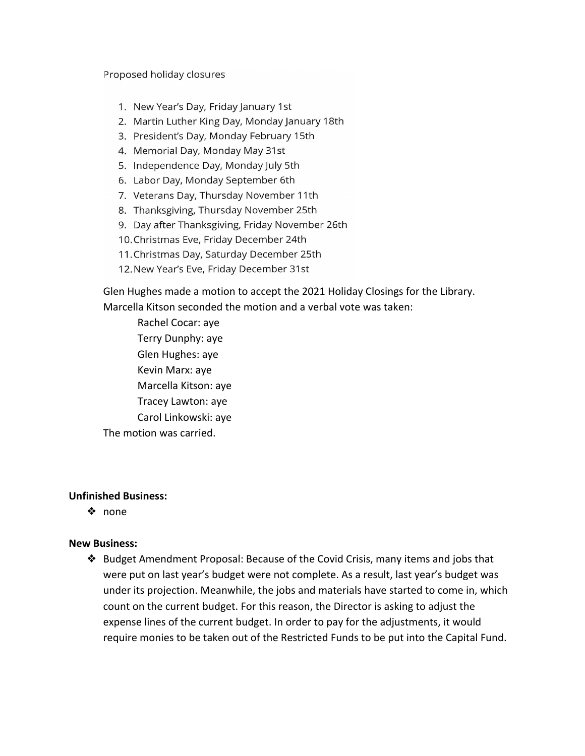Proposed holiday closures

1. New Year's Day, Friday January 1st
2. Martin Luther King Day, Monday January 18th
3. President's Day, Monday February 15th
4. Memorial Day, Monday May 31st
5. Independence Day, Monday July 5th
6. Labor Day, Monday September 6th
7. Veterans Day, Thursday November 11th
8. Thanksgiving, Thursday November 25th
9. Day after Thanksgiving, Friday November 26th
10. Christmas Eve, Friday December 24th
11. Christmas Day, Saturday December 25th
12. New Year's Eve, Friday December 31st

Glen Hughes made a motion to accept the 2021 Holiday Closings for the Library. Marcella Kitson seconded the motion and a verbal vote was taken:

Rachel Cocar: aye
Terry Dunphy: aye
Glen Hughes: aye
Kevin Marx: aye
Marcella Kitson: aye
Tracey Lawton: aye
Carol Linkowski: aye

The motion was carried.

**Unfinished Business:**

- none

**New Business:**

- Budget Amendment Proposal: Because of the Covid Crisis, many items and jobs that were put on last year's budget were not complete. As a result, last year's budget was under its projection. Meanwhile, the jobs and materials have started to come in, which count on the current budget. For this reason, the Director is asking to adjust the expense lines of the current budget. In order to pay for the adjustments, it would require monies to be taken out of the Restricted Funds to be put into the Capital Fund.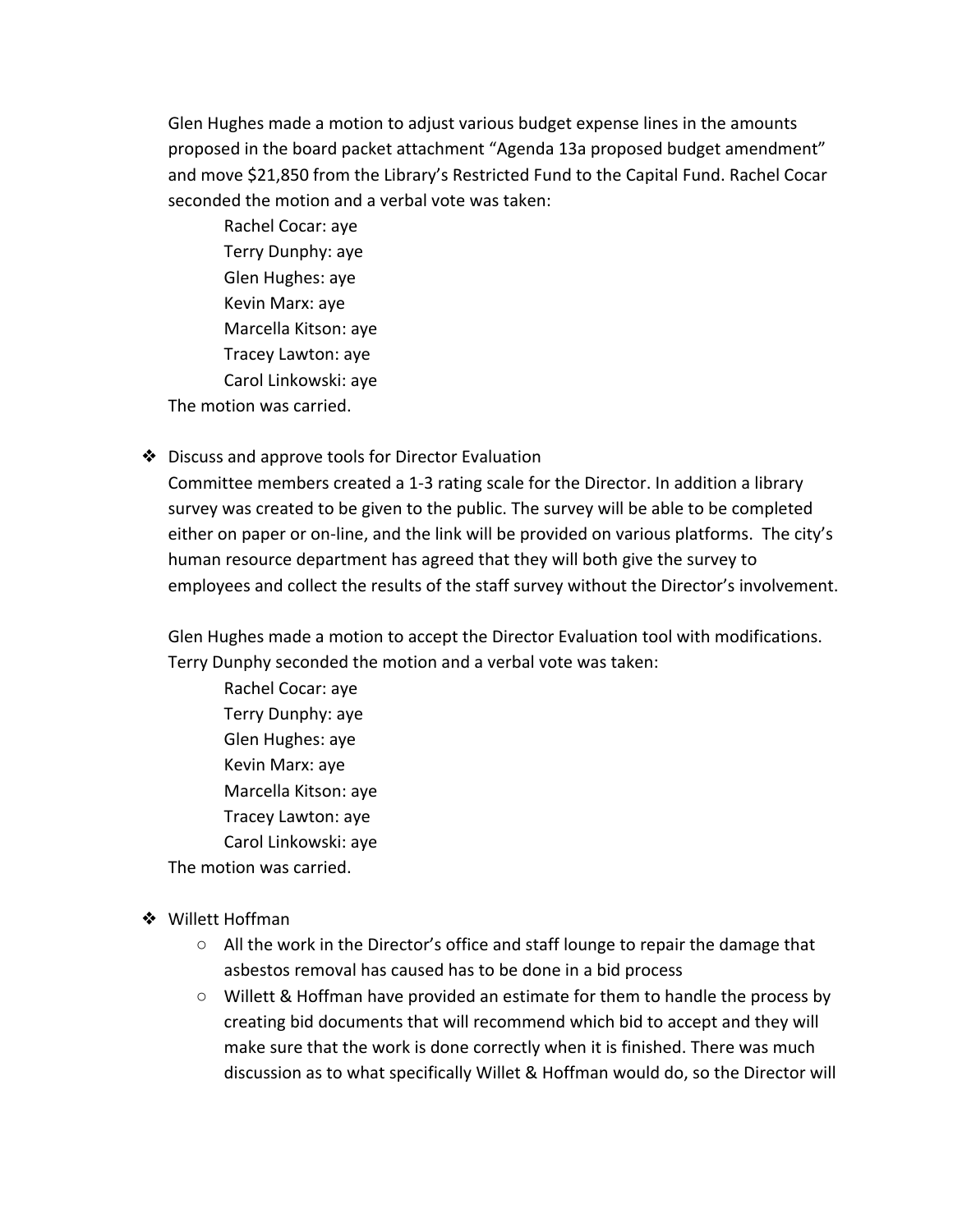Glen Hughes made a motion to adjust various budget expense lines in the amounts proposed in the board packet attachment "Agenda 13a proposed budget amendment" and move $21,850 from the Library's Restricted Fund to the Capital Fund. Rachel Cocar seconded the motion and a verbal vote was taken:

Rachel Cocar: aye
Terry Dunphy: aye
Glen Hughes: aye
Kevin Marx: aye
Marcella Kitson: aye
Tracey Lawton: aye
Carol Linkowski: aye

The motion was carried.

- Discuss and approve tools for Director Evaluation

  Committee members created a 1-3 rating scale for the Director. In addition a library survey was created to be given to the public. The survey will be able to be completed either on paper or on-line, and the link will be provided on various platforms. The city's human resource department has agreed that they will both give the survey to employees and collect the results of the staff survey without the Director's involvement.

  Glen Hughes made a motion to accept the Director Evaluation tool with modifications. Terry Dunphy seconded the motion and a verbal vote was taken:

  Rachel Cocar: aye
  Terry Dunphy: aye
  Glen Hughes: aye
  Kevin Marx: aye
  Marcella Kitson: aye
  Tracey Lawton: aye
  Carol Linkowski: aye

  The motion was carried.

- Willett Hoffman
  - All the work in the Director's office and staff lounge to repair the damage that asbestos removal has caused has to be done in a bid process
  - Willett & Hoffman have provided an estimate for them to handle the process by creating bid documents that will recommend which bid to accept and they will make sure that the work is done correctly when it is finished. There was much discussion as to what specifically Willet & Hoffman would do, so the Director will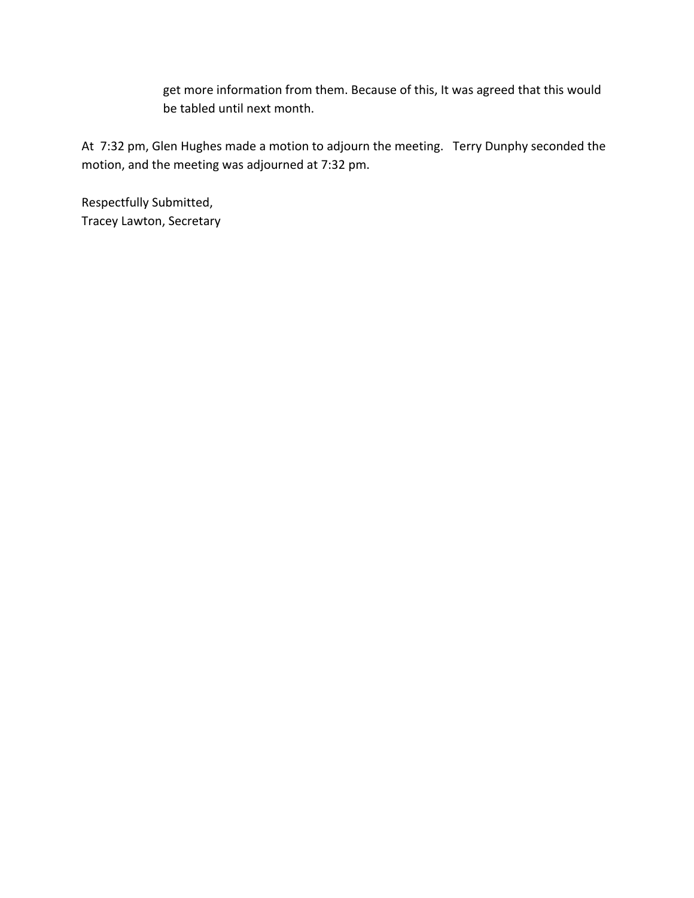get more information from them. Because of this, It was agreed that this would be tabled until next month.

At 7:32 pm, Glen Hughes made a motion to adjourn the meeting. Terry Dunphy seconded the motion, and the meeting was adjourned at 7:32 pm.

Respectfully Submitted,
Tracey Lawton, Secretary